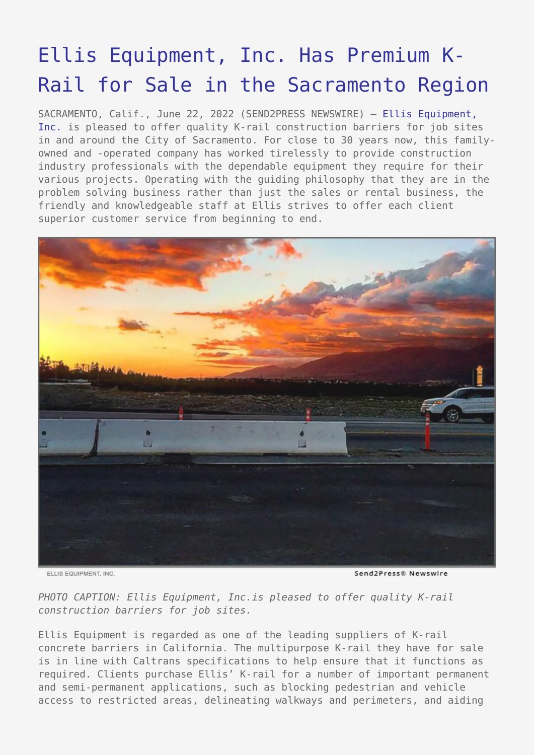# Ellis Equipment, Inc. Has Premium K-Rail for Sale in the Sacramento Region

SACRAMENTO, Calif., June 22, 2022 (SEND2PRESS NEWSWIRE) — Ellis Equipment, Inc. is pleased to offer quality K-rail construction barriers for job sites in and around the City of Sacramento. For close to 30 years now, this family-owned and -operated company has worked tirelessly to provide construction industry professionals with the dependable equipment they require for their various projects. Operating with the guiding philosophy that they are in the problem solving business rather than just the sales or rental business, the friendly and knowledgeable staff at Ellis strives to offer each client superior customer service from beginning to end.

*PHOTO CAPTION: Ellis Equipment, Inc.is pleased to offer quality K-rail construction barriers for job sites.*

Ellis Equipment is regarded as one of the leading suppliers of K-rail concrete barriers in California. The multipurpose K-rail they have for sale is in line with Caltrans specifications to help ensure that it functions as required. Clients purchase Ellis' K-rail for a number of important permanent and semi-permanent applications, such as blocking pedestrian and vehicle access to restricted areas, delineating walkways and perimeters, and aiding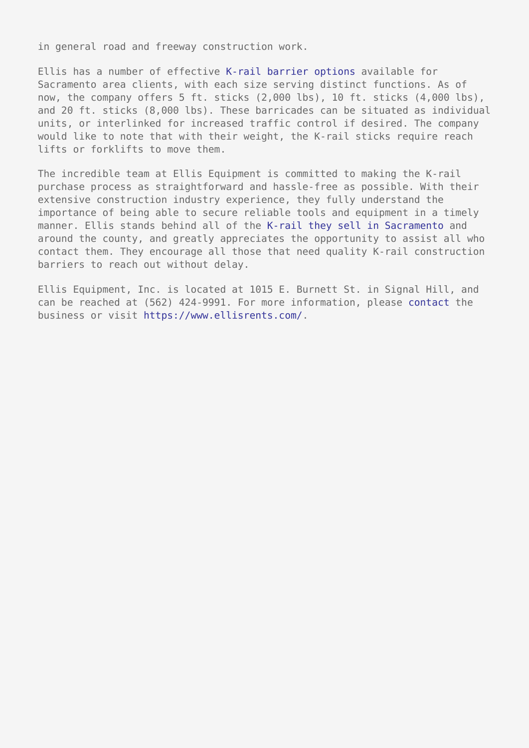in general road and freeway construction work.

Ellis has a number of effective K-rail barrier options available for Sacramento area clients, with each size serving distinct functions. As of now, the company offers 5 ft. sticks (2,000 lbs), 10 ft. sticks (4,000 lbs), and 20 ft. sticks (8,000 lbs). These barricades can be situated as individual units, or interlinked for increased traffic control if desired. The company would like to note that with their weight, the K-rail sticks require reach lifts or forklifts to move them.

The incredible team at Ellis Equipment is committed to making the K-rail purchase process as straightforward and hassle-free as possible. With their extensive construction industry experience, they fully understand the importance of being able to secure reliable tools and equipment in a timely manner. Ellis stands behind all of the K-rail they sell in Sacramento and around the county, and greatly appreciates the opportunity to assist all who contact them. They encourage all those that need quality K-rail construction barriers to reach out without delay.

Ellis Equipment, Inc. is located at 1015 E. Burnett St. in Signal Hill, and can be reached at (562) 424-9991. For more information, please contact the business or visit https://www.ellisrents.com/.